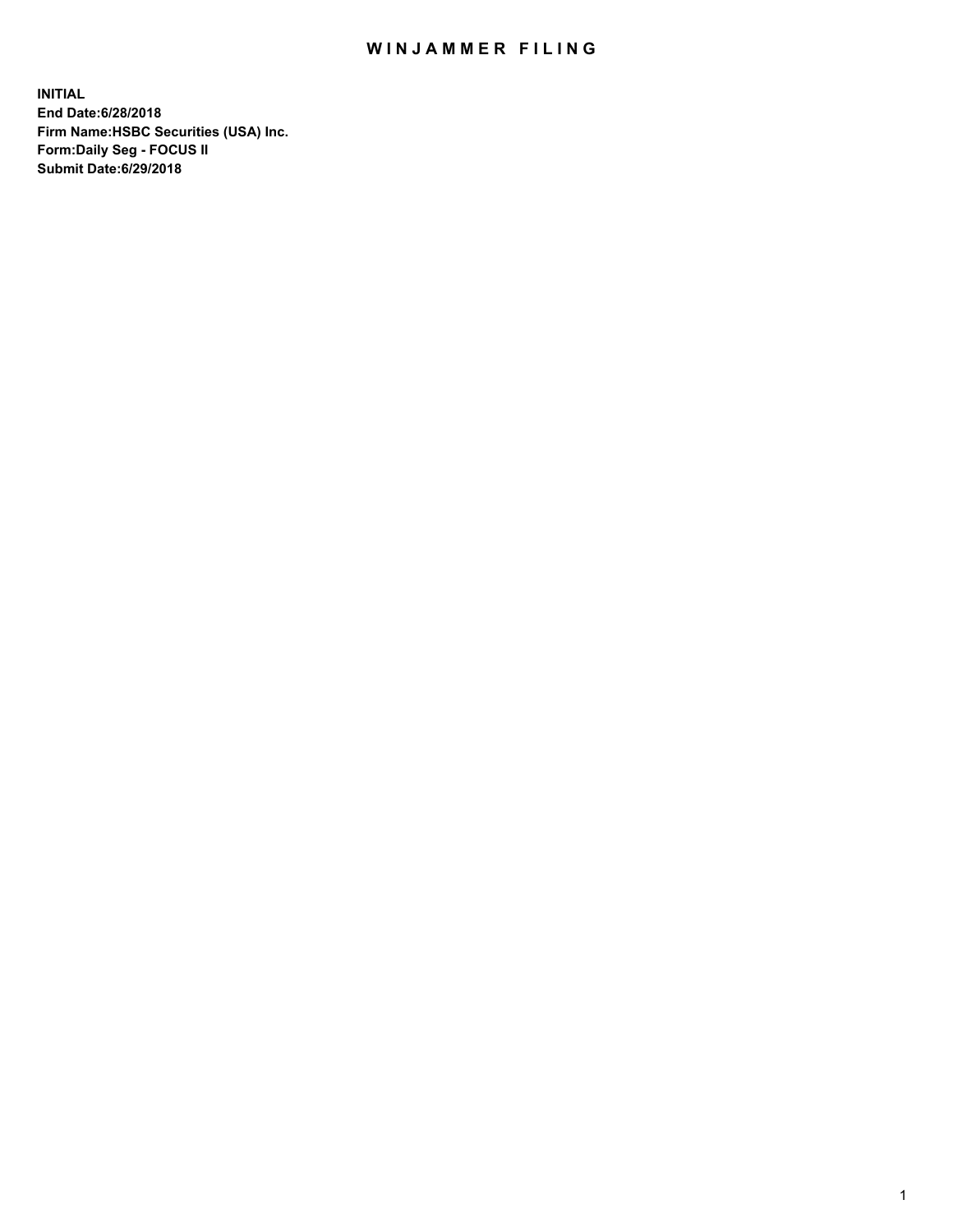# WINJAMMER FILING

**INITIAL**
**End Date:6/28/2018**
**Firm Name:HSBC Securities (USA) Inc.**
**Form:Daily Seg - FOCUS II**
**Submit Date:6/29/2018**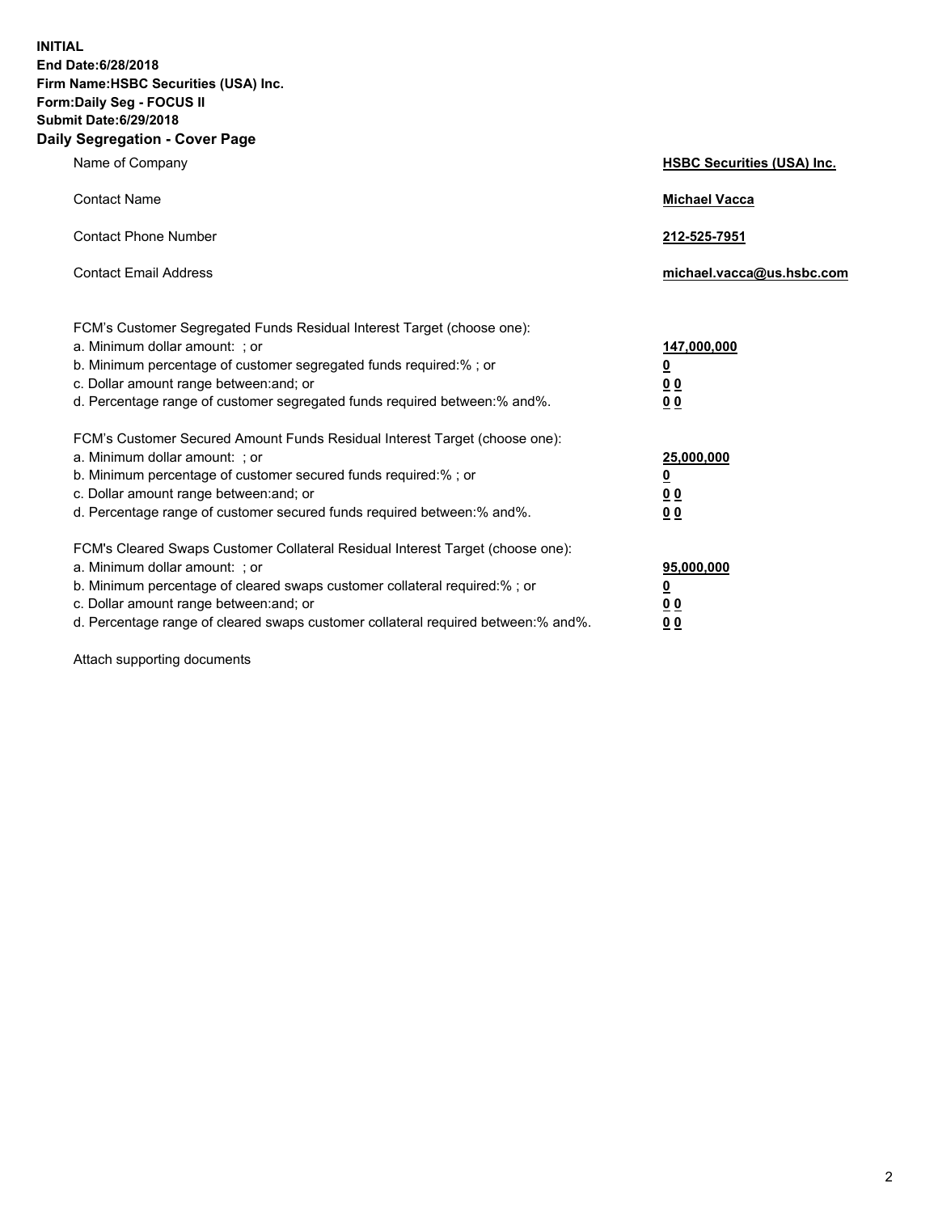**INITIAL**
**End Date:6/28/2018**
**Firm Name:HSBC Securities (USA) Inc.**
**Form:Daily Seg - FOCUS II**
**Submit Date:6/29/2018**
**Daily Segregation - Cover Page**

| | |
|---|---|
| Name of Company | **HSBC Securities (USA) Inc.** |
| Contact Name | **Michael Vacca** |
| Contact Phone Number | **212-525-7951** |
| Contact Email Address | **michael.vacca@us.hsbc.com** |

FCM's Customer Segregated Funds Residual Interest Target (choose one):

| | |
|---|---|
| a. Minimum dollar amount: ; or | **147,000,000** |
| b. Minimum percentage of customer segregated funds required:% ; or | **0** |
| c. Dollar amount range between:and; or | **0 0** |
| d. Percentage range of customer segregated funds required between:% and%. | **0 0** |

FCM's Customer Secured Amount Funds Residual Interest Target (choose one):

| | |
|---|---|
| a. Minimum dollar amount: ; or | **25,000,000** |
| b. Minimum percentage of customer secured funds required:% ; or | **0** |
| c. Dollar amount range between:and; or | **0 0** |
| d. Percentage range of customer secured funds required between:% and%. | **0 0** |

FCM's Cleared Swaps Customer Collateral Residual Interest Target (choose one):

| | |
|---|---|
| a. Minimum dollar amount: ; or | **95,000,000** |
| b. Minimum percentage of cleared swaps customer collateral required:% ; or | **0** |
| c. Dollar amount range between:and; or | **0 0** |
| d. Percentage range of cleared swaps customer collateral required between:% and%. | **0 0** |

Attach supporting documents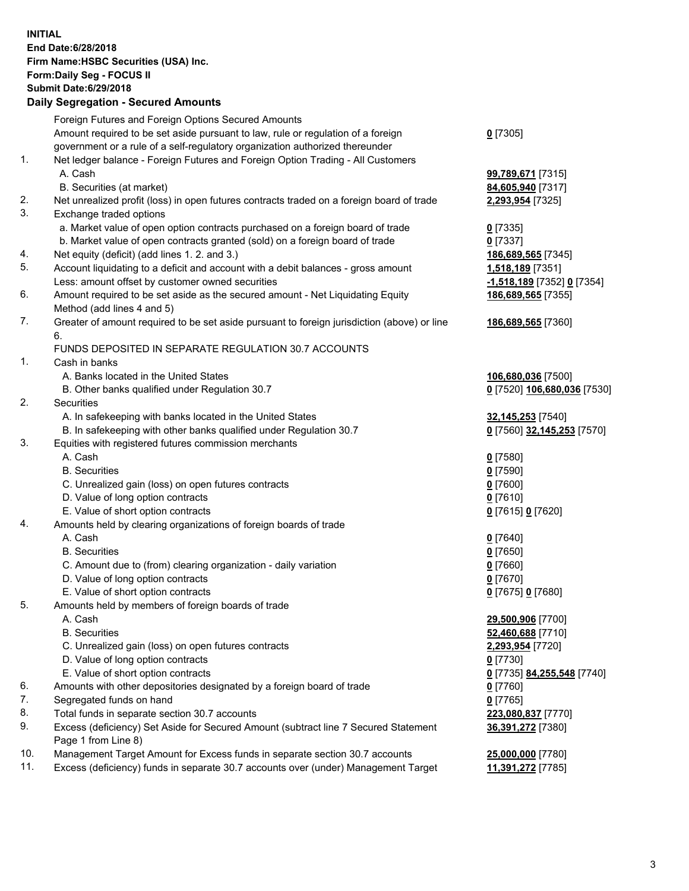**INITIAL**
**End Date:6/28/2018**
**Firm Name:HSBC Securities (USA) Inc.**
**Form:Daily Seg - FOCUS II**
**Submit Date:6/29/2018**

**Daily Segregation - Secured Amounts**

| | | |
|---|---|---|
| | Foreign Futures and Foreign Options Secured Amounts | |
| | Amount required to be set aside pursuant to law, rule or regulation of a foreign government or a rule of a self-regulatory organization authorized thereunder | **0** [7305] |
| 1. | Net ledger balance - Foreign Futures and Foreign Option Trading - All Customers | |
| | A. Cash | **99,789,671** [7315] |
| | B. Securities (at market) | **84,605,940** [7317] |
| 2. | Net unrealized profit (loss) in open futures contracts traded on a foreign board of trade | **2,293,954** [7325] |
| 3. | Exchange traded options | |
| | a. Market value of open option contracts purchased on a foreign board of trade | **0** [7335] |
| | b. Market value of open contracts granted (sold) on a foreign board of trade | **0** [7337] |
| 4. | Net equity (deficit) (add lines 1. 2. and 3.) | **186,689,565** [7345] |
| 5. | Account liquidating to a deficit and account with a debit balances - gross amount | **1,518,189** [7351] |
| | Less: amount offset by customer owned securities | **-1,518,189** [7352] **0** [7354] |
| 6. | Amount required to be set aside as the secured amount - Net Liquidating Equity Method (add lines 4 and 5) | **186,689,565** [7355] |
| 7. | Greater of amount required to be set aside pursuant to foreign jurisdiction (above) or line 6. | **186,689,565** [7360] |
| | FUNDS DEPOSITED IN SEPARATE REGULATION 30.7 ACCOUNTS | |
| 1. | Cash in banks | |
| | A. Banks located in the United States | **106,680,036** [7500] |
| | B. Other banks qualified under Regulation 30.7 | **0** [7520] **106,680,036** [7530] |
| 2. | Securities | |
| | A. In safekeeping with banks located in the United States | **32,145,253** [7540] |
| | B. In safekeeping with other banks qualified under Regulation 30.7 | **0** [7560] **32,145,253** [7570] |
| 3. | Equities with registered futures commission merchants | |
| | A. Cash | **0** [7580] |
| | B. Securities | **0** [7590] |
| | C. Unrealized gain (loss) on open futures contracts | **0** [7600] |
| | D. Value of long option contracts | **0** [7610] |
| | E. Value of short option contracts | **0** [7615] **0** [7620] |
| 4. | Amounts held by clearing organizations of foreign boards of trade | |
| | A. Cash | **0** [7640] |
| | B. Securities | **0** [7650] |
| | C. Amount due to (from) clearing organization - daily variation | **0** [7660] |
| | D. Value of long option contracts | **0** [7670] |
| | E. Value of short option contracts | **0** [7675] **0** [7680] |
| 5. | Amounts held by members of foreign boards of trade | |
| | A. Cash | **29,500,906** [7700] |
| | B. Securities | **52,460,688** [7710] |
| | C. Unrealized gain (loss) on open futures contracts | **2,293,954** [7720] |
| | D. Value of long option contracts | **0** [7730] |
| | E. Value of short option contracts | **0** [7735] **84,255,548** [7740] |
| 6. | Amounts with other depositories designated by a foreign board of trade | **0** [7760] |
| 7. | Segregated funds on hand | **0** [7765] |
| 8. | Total funds in separate section 30.7 accounts | **223,080,837** [7770] |
| 9. | Excess (deficiency) Set Aside for Secured Amount (subtract line 7 Secured Statement Page 1 from Line 8) | **36,391,272** [7380] |
| 10. | Management Target Amount for Excess funds in separate section 30.7 accounts | **25,000,000** [7780] |
| 11. | Excess (deficiency) funds in separate 30.7 accounts over (under) Management Target | **11,391,272** [7785] |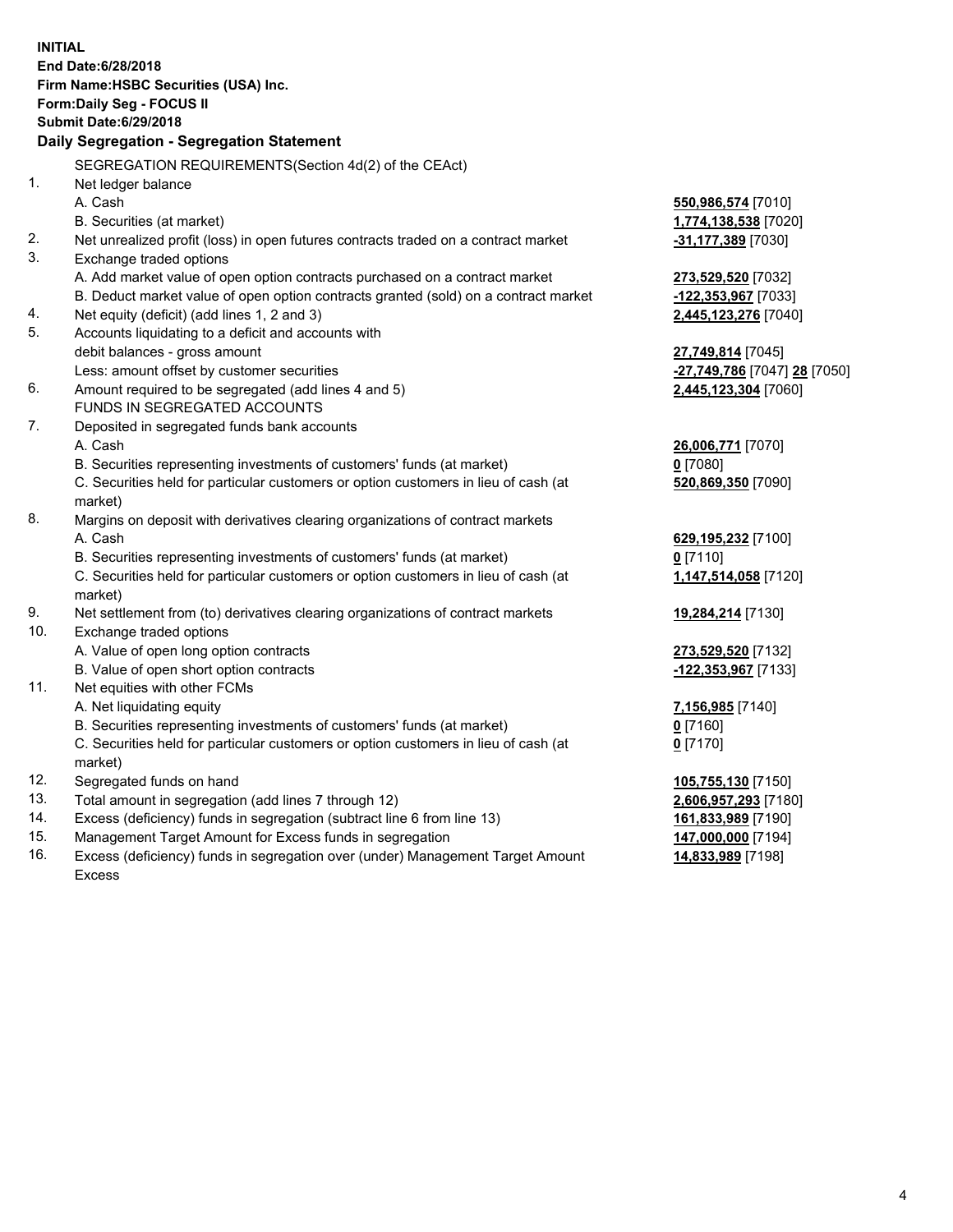**INITIAL**
**End Date:6/28/2018**
**Firm Name:HSBC Securities (USA) Inc.**
**Form:Daily Seg - FOCUS II**
**Submit Date:6/29/2018**

**Daily Segregation - Segregation Statement**

SEGREGATION REQUIREMENTS(Section 4d(2) of the CEAct)

| | | |
|---|---|---|
| 1. | Net ledger balance | |
| | A. Cash | 550,986,574 [7010] |
| | B. Securities (at market) | 1,774,138,538 [7020] |
| 2. | Net unrealized profit (loss) in open futures contracts traded on a contract market | -31,177,389 [7030] |
| 3. | Exchange traded options | |
| | A. Add market value of open option contracts purchased on a contract market | 273,529,520 [7032] |
| | B. Deduct market value of open option contracts granted (sold) on a contract market | -122,353,967 [7033] |
| 4. | Net equity (deficit) (add lines 1, 2 and 3) | 2,445,123,276 [7040] |
| 5. | Accounts liquidating to a deficit and accounts with debit balances - gross amount | 27,749,814 [7045] |
| | Less: amount offset by customer securities | -27,749,786 [7047] 28 [7050] |
| 6. | Amount required to be segregated (add lines 4 and 5) | 2,445,123,304 [7060] |
| | FUNDS IN SEGREGATED ACCOUNTS | |
| 7. | Deposited in segregated funds bank accounts | |
| | A. Cash | 26,006,771 [7070] |
| | B. Securities representing investments of customers' funds (at market) | 0 [7080] |
| | C. Securities held for particular customers or option customers in lieu of cash (at market) | 520,869,350 [7090] |
| 8. | Margins on deposit with derivatives clearing organizations of contract markets | |
| | A. Cash | 629,195,232 [7100] |
| | B. Securities representing investments of customers' funds (at market) | 0 [7110] |
| | C. Securities held for particular customers or option customers in lieu of cash (at market) | 1,147,514,058 [7120] |
| 9. | Net settlement from (to) derivatives clearing organizations of contract markets | 19,284,214 [7130] |
| 10. | Exchange traded options | |
| | A. Value of open long option contracts | 273,529,520 [7132] |
| | B. Value of open short option contracts | -122,353,967 [7133] |
| 11. | Net equities with other FCMs | |
| | A. Net liquidating equity | 7,156,985 [7140] |
| | B. Securities representing investments of customers' funds (at market) | 0 [7160] |
| | C. Securities held for particular customers or option customers in lieu of cash (at market) | 0 [7170] |
| 12. | Segregated funds on hand | 105,755,130 [7150] |
| 13. | Total amount in segregation (add lines 7 through 12) | 2,606,957,293 [7180] |
| 14. | Excess (deficiency) funds in segregation (subtract line 6 from line 13) | 161,833,989 [7190] |
| 15. | Management Target Amount for Excess funds in segregation | 147,000,000 [7194] |
| 16. | Excess (deficiency) funds in segregation over (under) Management Target Amount Excess | 14,833,989 [7198] |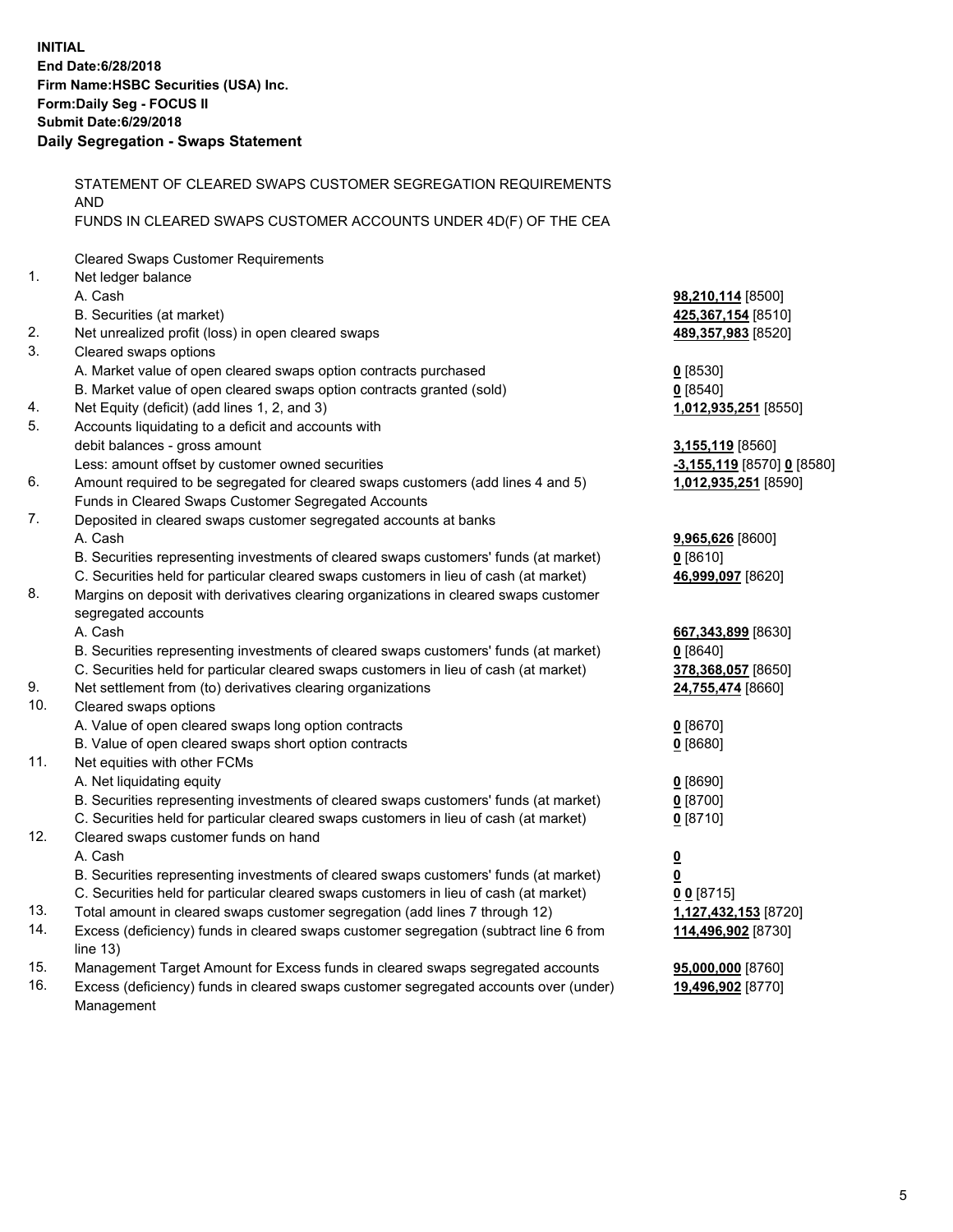**INITIAL**
**End Date:6/28/2018**
**Firm Name:HSBC Securities (USA) Inc.**
**Form:Daily Seg - FOCUS II**
**Submit Date:6/29/2018**
**Daily Segregation - Swaps Statement**

STATEMENT OF CLEARED SWAPS CUSTOMER SEGREGATION REQUIREMENTS AND FUNDS IN CLEARED SWAPS CUSTOMER ACCOUNTS UNDER 4D(F) OF THE CEA

| | | |
|---|---|---|
| | Cleared Swaps Customer Requirements | |
| 1. | Net ledger balance | |
| | A. Cash | **98,210,114** [8500] |
| | B. Securities (at market) | **425,367,154** [8510] |
| 2. | Net unrealized profit (loss) in open cleared swaps | **489,357,983** [8520] |
| 3. | Cleared swaps options | |
| | A. Market value of open cleared swaps option contracts purchased | **0** [8530] |
| | B. Market value of open cleared swaps option contracts granted (sold) | **0** [8540] |
| 4. | Net Equity (deficit) (add lines 1, 2, and 3) | **1,012,935,251** [8550] |
| 5. | Accounts liquidating to a deficit and accounts with debit balances - gross amount | **3,155,119** [8560] |
| | Less: amount offset by customer owned securities | **-3,155,119** [8570] **0** [8580] |
| 6. | Amount required to be segregated for cleared swaps customers (add lines 4 and 5) | **1,012,935,251** [8590] |
| | Funds in Cleared Swaps Customer Segregated Accounts | |
| 7. | Deposited in cleared swaps customer segregated accounts at banks | |
| | A. Cash | **9,965,626** [8600] |
| | B. Securities representing investments of cleared swaps customers' funds (at market) | **0** [8610] |
| | C. Securities held for particular cleared swaps customers in lieu of cash (at market) | **46,999,097** [8620] |
| 8. | Margins on deposit with derivatives clearing organizations in cleared swaps customer segregated accounts | |
| | A. Cash | **667,343,899** [8630] |
| | B. Securities representing investments of cleared swaps customers' funds (at market) | **0** [8640] |
| | C. Securities held for particular cleared swaps customers in lieu of cash (at market) | **378,368,057** [8650] |
| 9. | Net settlement from (to) derivatives clearing organizations | **24,755,474** [8660] |
| 10. | Cleared swaps options | |
| | A. Value of open cleared swaps long option contracts | **0** [8670] |
| | B. Value of open cleared swaps short option contracts | **0** [8680] |
| 11. | Net equities with other FCMs | |
| | A. Net liquidating equity | **0** [8690] |
| | B. Securities representing investments of cleared swaps customers' funds (at market) | **0** [8700] |
| | C. Securities held for particular cleared swaps customers in lieu of cash (at market) | **0** [8710] |
| 12. | Cleared swaps customer funds on hand | |
| | A. Cash | **0** |
| | B. Securities representing investments of cleared swaps customers' funds (at market) | **0** |
| | C. Securities held for particular cleared swaps customers in lieu of cash (at market) | **0** **0** [8715] |
| 13. | Total amount in cleared swaps customer segregation (add lines 7 through 12) | **1,127,432,153** [8720] |
| 14. | Excess (deficiency) funds in cleared swaps customer segregation (subtract line 6 from line 13) | **114,496,902** [8730] |
| 15. | Management Target Amount for Excess funds in cleared swaps segregated accounts | **95,000,000** [8760] |
| 16. | Excess (deficiency) funds in cleared swaps customer segregated accounts over (under) Management | **19,496,902** [8770] |